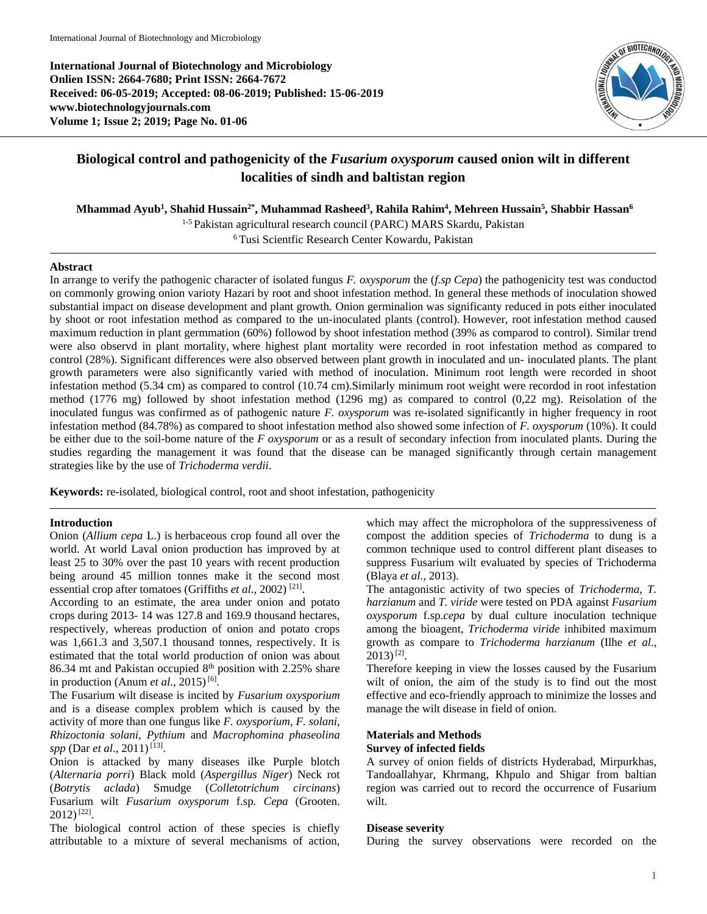**International Journal of Biotechnology and Microbiology**
**Onlien ISSN: 2664-7680; Print ISSN: 2664-7672**
**Received: 06-05-2019; Accepted: 08-06-2019; Published: 15-06-2019**
**www.biotechnologyjournals.com**
**Volume 1; Issue 2; 2019; Page No. 01-06**

# Biological control and pathogenicity of the *Fusarium oxysporum* caused onion wilt in different localities of sindh and baltistan region

**Mhammad Ayub[1], Shahid Hussain[2*], Muhammad Rasheed[3], Rahila Rahim[4], Mehreen Hussain[5], Shabbir Hassan[6]**

[1-5] Pakistan agricultural research council (PARC) MARS Skardu, Pakistan
[6] Tusi Scientfic Research Center Kowardu, Pakistan

## Abstract

In arrange to verify the pathogenic character of isolated fungus *F. oxysporum* the (*f.sp Cepa*) the pathogenicity test was conductod on commonly growing onion variety Hazari by root and shoot infestation method. In general these methods of inoculation showed substantial impact on disease development and plant growth. Onion germinalion was significanty reduced in pots either inoculated by shoot or root infestation method as compared to the un-inoculated plants (control). However, root infestation method caused maximum reduction in plant germmation (60%) followod by shoot infestation method (39% as comparod to control). Similar trend were also observd in plant mortality, where highest plant mortality were recorded in root infestation method as compared to control (28%). Significant differences were also observed between plant growth in inoculated and un- inoculated plants. The plant growth parameters were also significantly varied with method of inoculation. Minimum root length were recorded in shoot infestation method (5.34 cm) as compared to control (10.74 cm).Similarly minimum root weight were recordod in root infestation method (1776 mg) followed by shoot infestation method (1296 mg) as compared to control (0,22 mg). Reisolation of the inoculated fungus was confirmed as of pathogenic nature *F. oxysporum* was re-isolated significantly in higher frequency in root infestation method (84.78%) as compared to shoot infestation method also showed some infection of *F. oxysporum* (10%). It could be either due to the soil-bome nature of the *F oxysporum* or as a result of secondary infection from inoculated plants. During the studies regarding the management it was found that the disease can be managed significantly through certain management strategies like by the use of *Trichoderma verdii*.

**Keywords:** re-isolated, biological control, root and shoot infestation, pathogenicity

## Introduction

Onion (*Allium cepa* L.) is herbaceous crop found all over the world. At world Laval onion production has improved by at least 25 to 30% over the past 10 years with recent production being around 45 million tonnes make it the second most essential crop after tomatoes (Griffiths *et al*., 2002) [21].

According to an estimate, the area under onion and potato crops during 2013- 14 was 127.8 and 169.9 thousand hectares, respectively, whereas production of onion and potato crops was 1,661.3 and 3,507.1 thousand tonnes, respectively. It is estimated that the total world production of onion was about 86.34 mt and Pakistan occupied 8th position with 2.25% share in production (Anum *et al*., 2015) [6].

The Fusarium wilt disease is incited by *Fusarium oxysporium* and is a disease complex problem which is caused by the activity of more than one fungus like *F. oxysporium*, *F. solani, Rhizoctonia solani, Pythium* and *Macrophomina phaseolina spp* (Dar *et al*., 2011) [13].

Onion is attacked by many diseases ilke Purple blotch (*Alternaria porri*) Black mold (*Aspergillus Niger*) Neck rot (*Botrytis aclada*) Smudge (*Colletotrichum circinans*) Fusarium wilt *Fusarium oxysporum* f.sp. *Cepa* (Grooten. 2012) [22].

The biological control action of these species is chiefly attributable to a mixture of several mechanisms of action, which may affect the micropholora of the suppressiveness of compost the addition species of *Trichoderma* to dung is a common technique used to control different plant diseases to suppress Fusarium wilt evaluated by species of Trichoderma (Blaya *et al.,* 2013).

The antagonistic activity of two species of *Trichoderma*, *T. harzianum* and *T. viride* were tested on PDA against *Fusarium oxysporum* f.sp.*cepa* by dual culture inoculation technique among the bioagent, *Trichoderma viride* inhibited maximum growth as compare to *Trichoderma harzianum* (Ilhe *et al*., 2013) [2].

Therefore keeping in view the losses caused by the Fusarium wilt of onion, the aim of the study is to find out the most effective and eco-friendly approach to minimize the losses and manage the wilt disease in field of onion.

## Materials and Methods

### Survey of infected fields

A survey of onion fields of districts Hyderabad, Mirpurkhas, Tandoallahyar, Khrmang, Khpulo and Shigar from baltian region was carried out to record the occurrence of Fusarium wilt.

### Disease severity

During the survey observations were recorded on the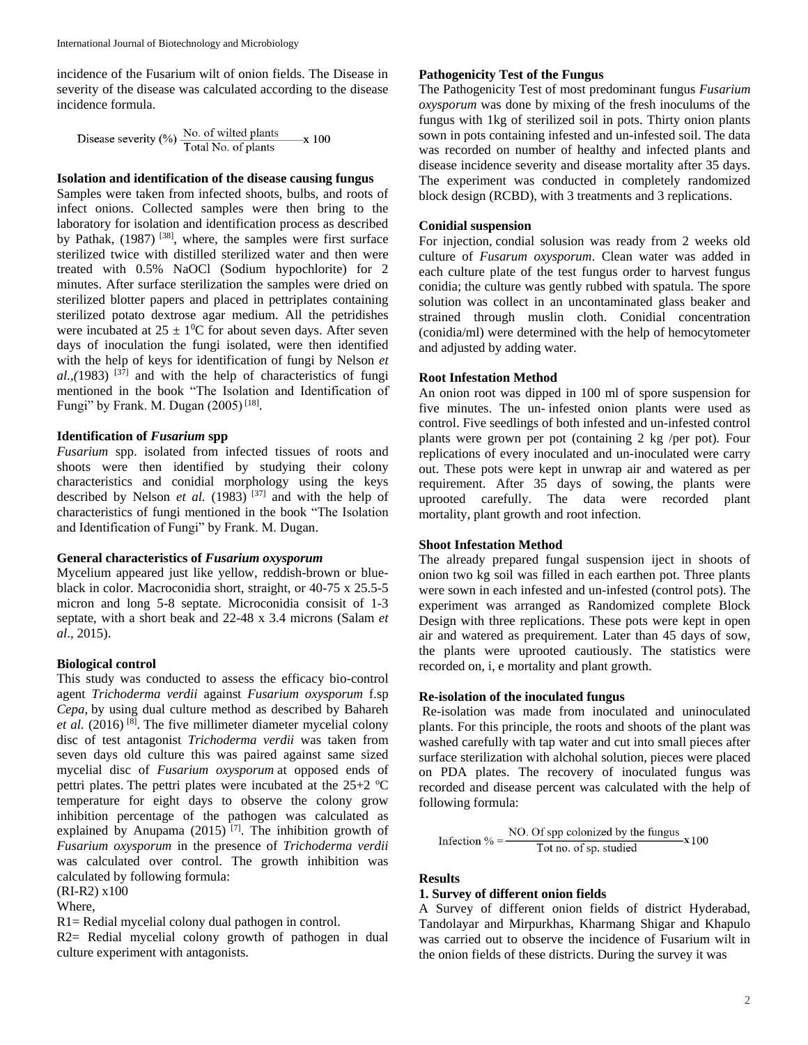incidence of the Fusarium wilt of onion fields. The Disease in severity of the disease was calculated according to the disease incidence formula.

$$\text{Disease severity (\%)} \frac{\text{No. of wilted plants}}{\text{Total No. of plants}} \times 100$$

**Isolation and identification of the disease causing fungus**

Samples were taken from infected shoots, bulbs, and roots of infect onions. Collected samples were then bring to the laboratory for isolation and identification process as described by Pathak, (1987) [38], where, the samples were first surface sterilized twice with distilled sterilized water and then were treated with 0.5% NaOCl (Sodium hypochlorite) for 2 minutes. After surface sterilization the samples were dried on sterilized blotter papers and placed in pettriplates containing sterilized potato dextrose agar medium. All the petridishes were incubated at $25 \pm 1^0$C for about seven days. After seven days of inoculation the fungi isolated, were then identified with the help of keys for identification of fungi by Nelson *et al.,*(1983) [37] and with the help of characteristics of fungi mentioned in the book "The Isolation and Identification of Fungi" by Frank. M. Dugan (2005) [18].

**Identification of *Fusarium* spp**

*Fusarium* spp. isolated from infected tissues of roots and shoots were then identified by studying their colony characteristics and conidial morphology using the keys described by Nelson *et al.* (1983) [37] and with the help of characteristics of fungi mentioned in the book "The Isolation and Identification of Fungi" by Frank. M. Dugan.

**General characteristics of *Fusarium oxysporum***

Mycelium appeared just like yellow, reddish-brown or blue-black in color. Macroconidia short, straight, or 40-75 x 25.5-5 micron and long 5-8 septate. Microconidia consisit of 1-3 septate, with a short beak and 22-48 x 3.4 microns (Salam *et al*., 2015).

**Biological control**

This study was conducted to assess the efficacy bio-control agent *Trichoderma verdii* against *Fusarium oxysporum* f.sp *Cepa,* by using dual culture method as described by Bahareh *et al.* (2016) [8]. The five millimeter diameter mycelial colony disc of test antagonist *Trichoderma verdii* was taken from seven days old culture this was paired against same sized mycelial disc of *Fusarium oxysporum* at opposed ends of pettri plates. The pettri plates were incubated at the 25+2 ºC temperature for eight days to observe the colony grow inhibition percentage of the pathogen was calculated as explained by Anupama (2015) [7]. The inhibition growth of *Fusarium oxysporum* in the presence of *Trichoderma verdii* was calculated over control. The growth inhibition was calculated by following formula:

(RI-R2) x100

Where,

R1= Redial mycelial colony dual pathogen in control.

R2= Redial mycelial colony growth of pathogen in dual culture experiment with antagonists.

**Pathogenicity Test of the Fungus**

The Pathogenicity Test of most predominant fungus *Fusarium oxysporum* was done by mixing of the fresh inoculums of the fungus with 1kg of sterilized soil in pots. Thirty onion plants sown in pots containing infested and un-infested soil. The data was recorded on number of healthy and infected plants and disease incidence severity and disease mortality after 35 days. The experiment was conducted in completely randomized block design (RCBD), with 3 treatments and 3 replications.

**Conidial suspension**

For injection, condial solusion was ready from 2 weeks old culture of *Fusarum oxysporum*. Clean water was added in each culture plate of the test fungus order to harvest fungus conidia; the culture was gently rubbed with spatula. The spore solution was collect in an uncontaminated glass beaker and strained through muslin cloth. Conidial concentration (conidia/ml) were determined with the help of hemocytometer and adjusted by adding water.

**Root Infestation Method**

An onion root was dipped in 100 ml of spore suspension for five minutes. The un- infested onion plants were used as control. Five seedlings of both infested and un-infested control plants were grown per pot (containing 2 kg /per pot). Four replications of every inoculated and un-inoculated were carry out. These pots were kept in unwrap air and watered as per requirement. After 35 days of sowing, the plants were uprooted carefully. The data were recorded plant mortality, plant growth and root infection.

**Shoot Infestation Method**

The already prepared fungal suspension iject in shoots of onion two kg soil was filled in each earthen pot. Three plants were sown in each infested and un-infested (control pots). The experiment was arranged as Randomized complete Block Design with three replications. These pots were kept in open air and watered as prequirement. Later than 45 days of sow, the plants were uprooted cautiously. The statistics were recorded on, i, e mortality and plant growth.

**Re-isolation of the inoculated fungus**

Re-isolation was made from inoculated and uninoculated plants. For this principle, the roots and shoots of the plant was washed carefully with tap water and cut into small pieces after surface sterilization with alchohal solution, pieces were placed on PDA plates. The recovery of inoculated fungus was recorded and disease percent was calculated with the help of following formula:

$$\text{Infection \%} = \frac{\text{NO. Of spp colonized by the fungus}}{\text{Tot no. of sp. studied}} \times 100$$

## Results

**1. Survey of different onion fields**

A Survey of different onion fields of district Hyderabad, Tandolayar and Mirpurkhas, Kharmang Shigar and Khapulo was carried out to observe the incidence of Fusarium wilt in the onion fields of these districts. During the survey it was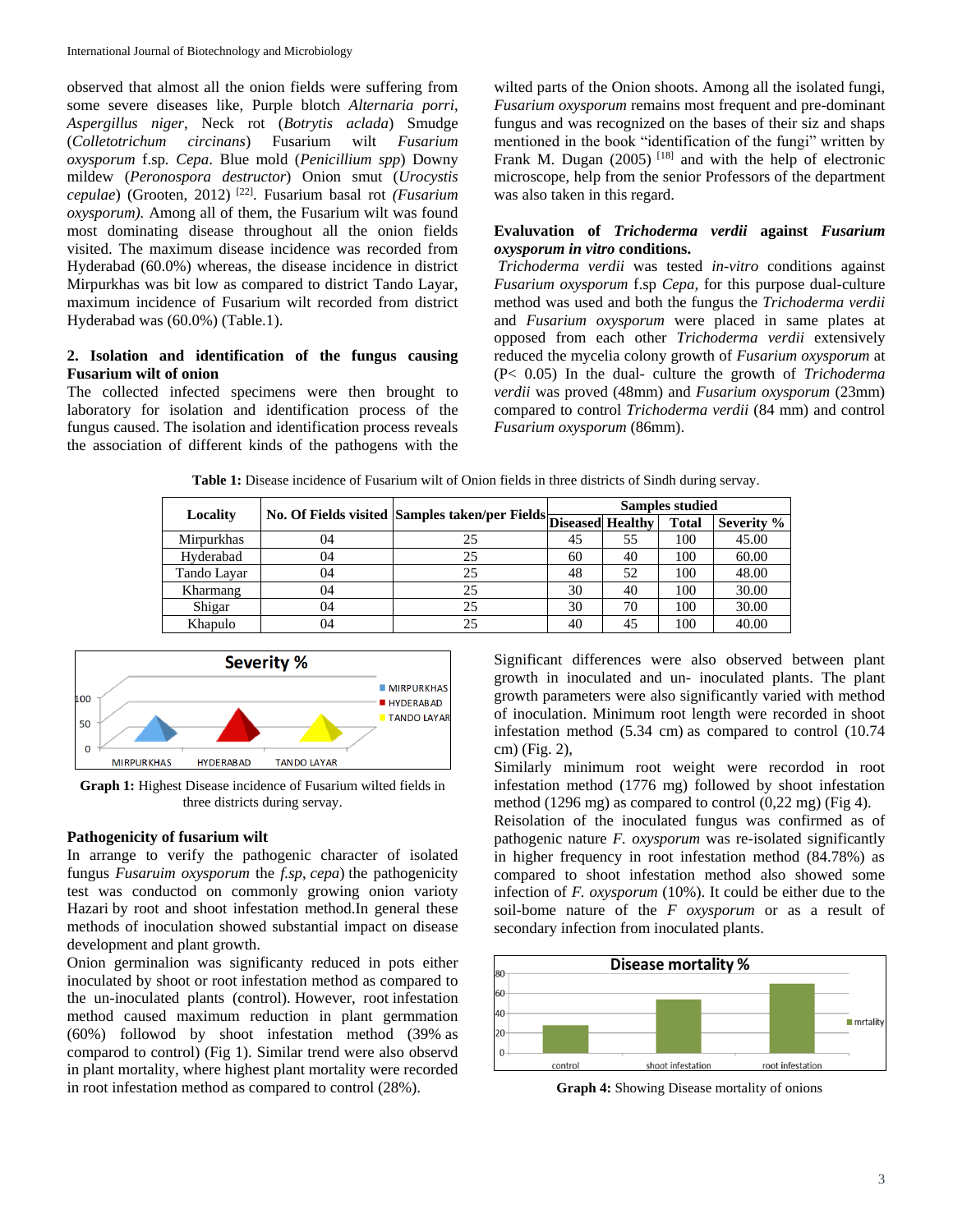observed that almost all the onion fields were suffering from some severe diseases like, Purple blotch *Alternaria porri*, *Aspergillus niger*, Neck rot (*Botrytis aclada*) Smudge (*Colletotrichum circinans*) Fusarium wilt *Fusarium oxysporum* f.sp. *Cepa*. Blue mold (*Penicillium spp*) Downy mildew (*Peronospora destructor*) Onion smut (*Urocystis cepulae*) (Grooten, 2012) [22]. Fusarium basal rot *(Fusarium oxysporum).* Among all of them, the Fusarium wilt was found most dominating disease throughout all the onion fields visited. The maximum disease incidence was recorded from Hyderabad (60.0%) whereas, the disease incidence in district Mirpurkhas was bit low as compared to district Tando Layar, maximum incidence of Fusarium wilt recorded from district Hyderabad was (60.0%) (Table.1).

**2. Isolation and identification of the fungus causing Fusarium wilt of onion**

The collected infected specimens were then brought to laboratory for isolation and identification process of the fungus caused. The isolation and identification process reveals the association of different kinds of the pathogens with the wilted parts of the Onion shoots. Among all the isolated fungi, *Fusarium oxysporum* remains most frequent and pre-dominant fungus and was recognized on the bases of their siz and shaps mentioned in the book "identification of the fungi" written by Frank M. Dugan (2005) [18] and with the help of electronic microscope, help from the senior Professors of the department was also taken in this regard.

**Evaluvation of *Trichoderma verdii* against *Fusarium oxysporum in vitro* conditions.**

*Trichoderma verdii* was tested *in-vitro* conditions against *Fusarium oxysporum* f.sp *Cepa,* for this purpose dual-culture method was used and both the fungus the *Trichoderma verdii* and *Fusarium oxysporum* were placed in same plates at opposed from each other *Trichoderma verdii* extensively reduced the mycelia colony growth of *Fusarium oxysporum* at (P< 0.05) In the dual- culture the growth of *Trichoderma verdii* was proved (48mm) and *Fusarium oxysporum* (23mm) compared to control *Trichoderma verdii* (84 mm) and control *Fusarium oxysporum* (86mm).

**Table 1:** Disease incidence of Fusarium wilt of Onion fields in three districts of Sindh during servay.

| Locality | No. Of Fields visited | Samples taken/per Fields | Samples studied | | | |
|---|---|---|---|---|---|---|
| | | | Diseased | Healthy | Total | Severity % |
| Mirpurkhas | 04 | 25 | 45 | 55 | 100 | 45.00 |
| Hyderabad | 04 | 25 | 60 | 40 | 100 | 60.00 |
| Tando Layar | 04 | 25 | 48 | 52 | 100 | 48.00 |
| Kharmang | 04 | 25 | 30 | 40 | 100 | 30.00 |
| Shigar | 04 | 25 | 30 | 70 | 100 | 30.00 |
| Khapulo | 04 | 25 | 40 | 45 | 100 | 40.00 |

**Graph 1:** Highest Disease incidence of Fusarium wilted fields in three districts during servay.

**Pathogenicity of fusarium wilt**

In arrange to verify the pathogenic character of isolated fungus *Fusaruim oxysporum* the *f.sp*, *cepa*) the pathogenicity test was conducted on commonly growing onion variety Hazari by root and shoot infestation method.In general these methods of inoculation showed substantial impact on disease development and plant growth.

Onion germinalion was significanty reduced in pots either inoculated by shoot or root infestation method as compared to the un-inoculated plants (control). However, root infestation method caused maximum reduction in plant germmation (60%) followod by shoot infestation method (39% as comparod to control) (Fig 1). Similar trend were also observd in plant mortality, where highest plant mortality were recorded in root infestation method as compared to control (28%).

Significant differences were also observed between plant growth in inoculated and un- inoculated plants. The plant growth parameters were also significantly varied with method of inoculation. Minimum root length were recorded in shoot infestation method (5.34 cm) as compared to control (10.74 cm) (Fig. 2),

Similarly minimum root weight were recordod in root infestation method (1776 mg) followed by shoot infestation method (1296 mg) as compared to control (0,22 mg) (Fig 4).

Reisolation of the inoculated fungus was confirmed as of pathogenic nature *F. oxysporum* was re-isolated significantly in higher frequency in root infestation method (84.78%) as compared to shoot infestation method also showed some infection of *F. oxysporum* (10%). It could be either due to the soil-bome nature of the *F oxysporum* or as a result of secondary infection from inoculated plants.

**Graph 4:** Showing Disease mortality of onions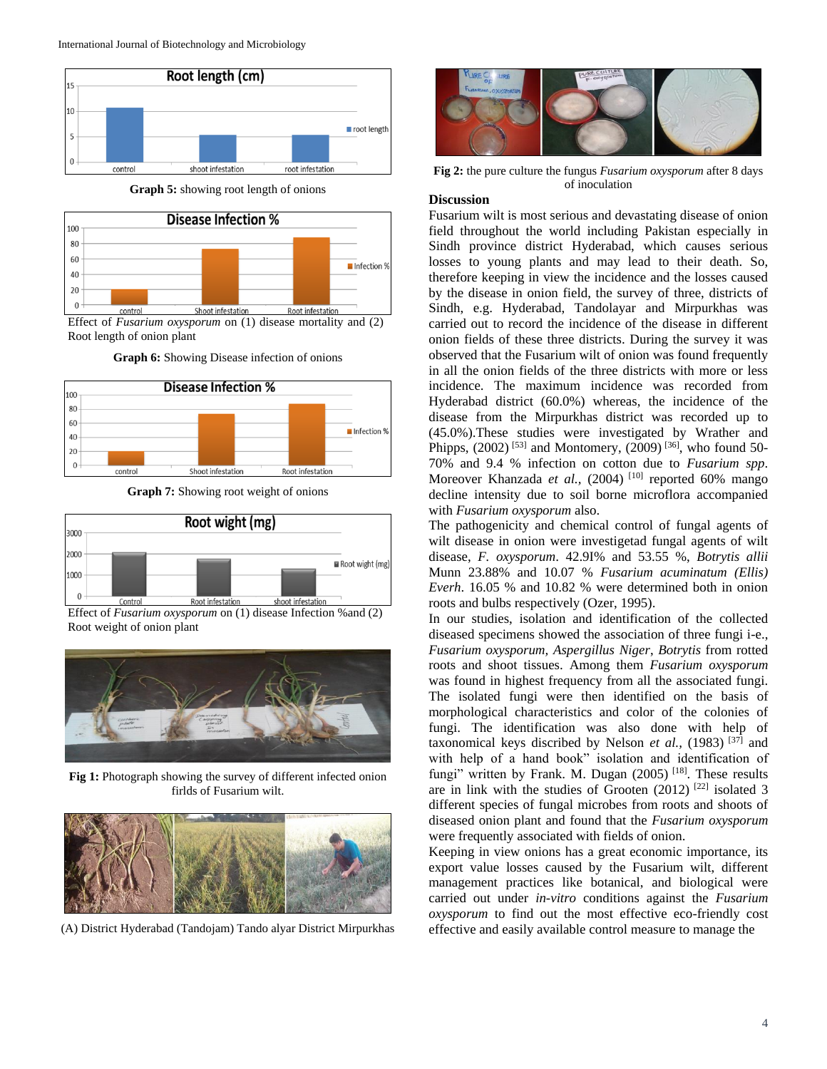Graph 5: showing root length of onions

Effect of *Fusarium oxysporum* on (1) disease mortality and (2) Root length of onion plant

**Graph 6:** Showing Disease infection of onions

**Graph 7:** Showing root weight of onions

Effect of *Fusarium oxysporum* on (1) disease Infection %and (2) Root weight of onion plant

**Fig 1:** Photograph showing the survey of different infected onion firlds of Fusarium wilt.

(A) District Hyderabad (Tandojam) Tando alyar District Mirpurkhas

**Fig 2:** the pure culture the fungus *Fusarium oxysporum* after 8 days of inoculation

**Discussion**

Fusarium wilt is most serious and devastating disease of onion field throughout the world including Pakistan especially in Sindh province district Hyderabad, which causes serious losses to young plants and may lead to their death. So, therefore keeping in view the incidence and the losses caused by the disease in onion field, the survey of three, districts of Sindh, e.g. Hyderabad, Tandolayar and Mirpurkhas was carried out to record the incidence of the disease in different onion fields of these three districts. During the survey it was observed that the Fusarium wilt of onion was found frequently in all the onion fields of the three districts with more or less incidence. The maximum incidence was recorded from Hyderabad district (60.0%) whereas, the incidence of the disease from the Mirpurkhas district was recorded up to (45.0%).These studies were investigated by Wrather and Phipps, (2002) [53] and Montomery, (2009) [36], who found 50-70% and 9.4 % infection on cotton due to *Fusarium spp*. Moreover Khanzada *et al.*, (2004) [10] reported 60% mango decline intensity due to soil borne microflora accompanied with *Fusarium oxysporum* also.

The pathogenicity and chemical control of fungal agents of wilt disease in onion were investigetad fungal agents of wilt disease, *F. oxysporum*. 42.9I% and 53.55 %, *Botrytis allii* Munn 23.88% and 10.07 % *Fusarium acuminatum (Ellis) Everh*. 16.05 % and 10.82 % were determined both in onion roots and bulbs respectively (Ozer, 1995).

In our studies, isolation and identification of the collected diseased specimens showed the association of three fungi i-e., *Fusarium oxysporum, Aspergillus Niger, Botrytis* from rotted roots and shoot tissues. Among them *Fusarium oxysporum* was found in highest frequency from all the associated fungi. The isolated fungi were then identified on the basis of morphological characteristics and color of the colonies of fungi. The identification was also done with help of taxonomical keys discribed by Nelson *et al.*, (1983) [37] and with help of a hand book" isolation and identification of fungi" written by Frank. M. Dugan (2005) [18]. These results are in link with the studies of Grooten (2012) [22] isolated 3 different species of fungal microbes from roots and shoots of diseased onion plant and found that the *Fusarium oxysporum* were frequently associated with fields of onion.

Keeping in view onions has a great economic importance, its export value losses caused by the Fusarium wilt, different management practices like botanical, and biological were carried out under *in-vitro* conditions against the *Fusarium oxysporum* to find out the most effective eco-friendly cost effective and easily available control measure to manage the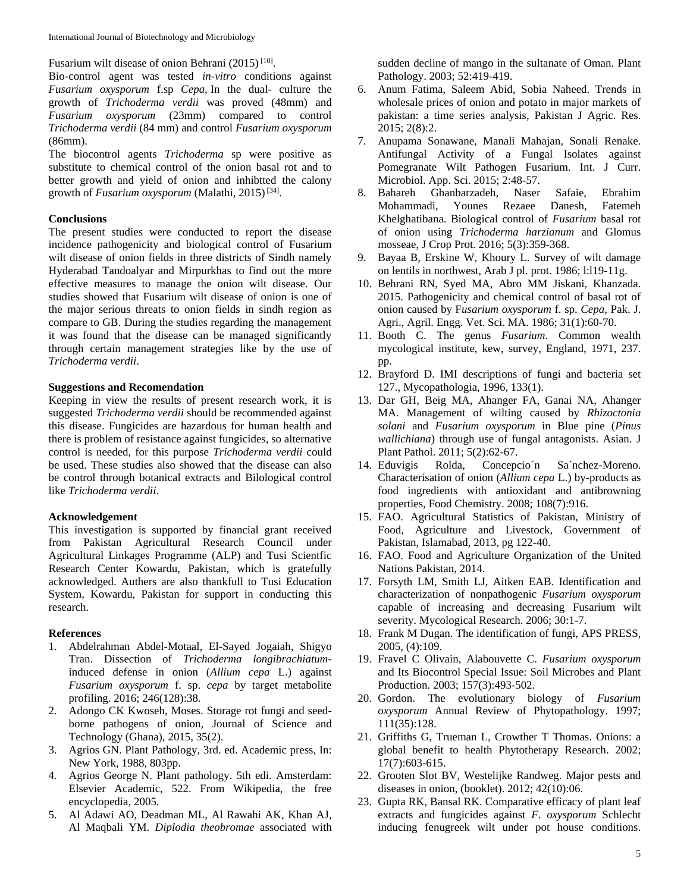Fusarium wilt disease of onion Behrani (2015) [10].

Bio-control agent was tested *in-vitro* conditions against *Fusarium oxysporum* f.sp *Cepa,* In the dual- culture the growth of *Trichoderma verdii* was proved (48mm) and *Fusarium oxysporum* (23mm) compared to control *Trichoderma verdii* (84 mm) and control *Fusarium oxysporum* (86mm).

The biocontrol agents *Trichoderma* sp were positive as substitute to chemical control of the onion basal rot and to better growth and yield of onion and inhibtted the calony growth of *Fusarium oxysporum* (Malathi, 2015) [34].

**Conclusions**

The present studies were conducted to report the disease incidence pathogenicity and biological control of Fusarium wilt disease of onion fields in three districts of Sindh namely Hyderabad Tandoalyar and Mirpurkhas to find out the more effective measures to manage the onion wilt disease. Our studies showed that Fusarium wilt disease of onion is one of the major serious threats to onion fields in sindh region as compare to GB. During the studies regarding the management it was found that the disease can be managed significantly through certain management strategies like by the use of *Trichoderma verdii*.

**Suggestions and Recomendation**

Keeping in view the results of present research work, it is suggested *Trichoderma verdii* should be recommended against this disease. Fungicides are hazardous for human health and there is problem of resistance against fungicides, so alternative control is needed, for this purpose *Trichoderma verdii* could be used. These studies also showed that the disease can also be control through botanical extracts and Bilological control like *Trichoderma verdii*.

**Acknowledgement**

This investigation is supported by financial grant received from Pakistan Agricultural Research Council under Agricultural Linkages Programme (ALP) and Tusi Scientfic Research Center Kowardu, Pakistan, which is gratefully acknowledged. Authers are also thankfull to Tusi Education System, Kowardu, Pakistan for support in conducting this research.

**References**

1. Abdelrahman Abdel-Motaal, El-Sayed Jogaiah, Shigyo Tran. Dissection of *Trichoderma longibrachiatum*-induced defense in onion (*Allium cepa* L.) against *Fusarium oxysporum* f. sp. *cepa* by target metabolite profiling. 2016; 246(128):38.
2. Adongo CK Kwoseh, Moses. Storage rot fungi and seed-borne pathogens of onion, Journal of Science and Technology (Ghana), 2015, 35(2).
3. Agrios GN. Plant Pathology, 3rd. ed. Academic press, In: New York, 1988, 803pp.
4. Agrios George N. Plant pathology. 5th edi. Amsterdam: Elsevier Academic, 522. From Wikipedia, the free encyclopedia, 2005.
5. Al Adawi AO, Deadman ML, Al Rawahi AK, Khan AJ, Al Maqbali YM. *Diplodia theobromae* associated with sudden decline of mango in the sultanate of Oman. Plant Pathology. 2003; 52:419-419.
6. Anum Fatima, Saleem Abid, Sobia Naheed. Trends in wholesale prices of onion and potato in major markets of pakistan: a time series analysis, Pakistan J Agric. Res. 2015; 2(8):2.
7. Anupama Sonawane, Manali Mahajan, Sonali Renake. Antifungal Activity of a Fungal Isolates against Pomegranate Wilt Pathogen Fusarium. Int. J Curr. Microbiol. App. Sci. 2015; 2:48-57.
8. Bahareh Ghanbarzadeh, Naser Safaie, Ebrahim Mohammadi, Younes Rezaee Danesh, Fatemeh Khelghatibana. Biological control of *Fusarium* basal rot of onion using *Trichoderma harzianum* and Glomus mosseae, J Crop Prot. 2016; 5(3):359-368.
9. Bayaa B, Erskine W, Khoury L. Survey of wilt damage on lentils in northwest, Arab J pl. prot. 1986; l:l19-11g.
10. Behrani RN, Syed MA, Abro MM Jiskani, Khanzada. 2015. Pathogenicity and chemical control of basal rot of onion caused by F*usarium oxysporum* f. sp. *Cepa,* Pak. J. Agri., Agril. Engg. Vet. Sci. MA. 1986; 31(1):60-70.
11. Booth C. The genus *Fusarium*. Common wealth mycological institute, kew, survey, England, 1971, 237. pp.
12. Brayford D. IMI descriptions of fungi and bacteria set 127., Mycopathologia, 1996, 133(1).
13. Dar GH, Beig MA, Ahanger FA, Ganai NA, Ahanger MA. Management of wilting caused by *Rhizoctonia solani* and *Fusarium oxysporum* in Blue pine (*Pinus wallichiana*) through use of fungal antagonists. Asian. J Plant Pathol. 2011; 5(2):62-67.
14. Eduvigis Rolda, Concepcio´n Sa´nchez-Moreno. Characterisation of onion (*Allium cepa* L.) by-products as food ingredients with antioxidant and antibrowning properties, Food Chemistry. 2008; 108(7):916.
15. FAO. Agricultural Statistics of Pakistan, Ministry of Food, Agriculture and Livestock, Government of Pakistan, Islamabad, 2013, pg 122-40.
16. FAO. Food and Agriculture Organization of the United Nations Pakistan, 2014.
17. Forsyth LM, Smith LJ, Aitken EAB. Identification and characterization of nonpathogenic *Fusarium oxysporum* capable of increasing and decreasing Fusarium wilt severity. Mycological Research. 2006; 30:1-7.
18. Frank M Dugan. The identification of fungi, APS PRESS, 2005, (4):109.
19. Fravel C Olivain, Alabouvette C. *Fusarium oxysporum* and Its Biocontrol Special Issue: Soil Microbes and Plant Production. 2003; 157(3):493-502.
20. Gordon. The evolutionary biology of *Fusarium oxysporum* Annual Review of Phytopathology. 1997; 111(35):128.
21. Griffiths G, Trueman L, Crowther T Thomas. Onions: a global benefit to health Phytotherapy Research. 2002; 17(7):603-615.
22. Grooten Slot BV, Westelijke Randweg. Major pests and diseases in onion, (booklet). 2012; 42(10):06.
23. Gupta RK, Bansal RK. Comparative efficacy of plant leaf extracts and fungicides against *F. oxysporum* Schlecht inducing fenugreek wilt under pot house conditions.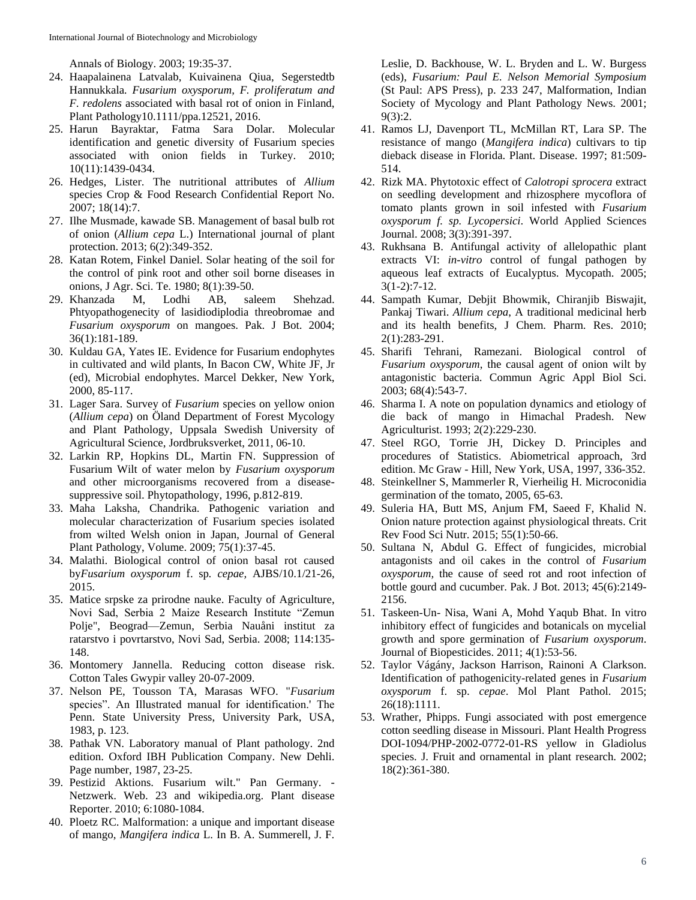Annals of Biology. 2003; 19:35-37.

24. Haapalainena Latvalab, Kuivainena Qiua, Segerstedtb Hannukkala. *Fusarium oxysporum, F. proliferatum and F. redolens* associated with basal rot of onion in Finland, Plant Pathology10.1111/ppa.12521, 2016.
25. Harun Bayraktar, Fatma Sara Dolar. Molecular identification and genetic diversity of Fusarium species associated with onion fields in Turkey. 2010; 10(11):1439-0434.
26. Hedges, Lister. The nutritional attributes of *Allium* species Crop & Food Research Confidential Report No. 2007; 18(14):7.
27. Ilhe Musmade, kawade SB. Management of basal bulb rot of onion (*Allium cepa* L.) International journal of plant protection. 2013; 6(2):349-352.
28. Katan Rotem, Finkel Daniel. Solar heating of the soil for the control of pink root and other soil borne diseases in onions, J Agr. Sci. Te. 1980; 8(1):39-50.
29. Khanzada M, Lodhi AB, saleem Shehzad. Phtyopathogenecity of lasidiodiplodia threobromae and *Fusarium oxysporum* on mangoes. Pak. J Bot. 2004; 36(1):181-189.
30. Kuldau GA, Yates IE. Evidence for Fusarium endophytes in cultivated and wild plants, In Bacon CW, White JF, Jr (ed), Microbial endophytes. Marcel Dekker, New York, 2000, 85-117.
31. Lager Sara. Survey of *Fusarium* species on yellow onion (*Allium cepa*) on Öland Department of Forest Mycology and Plant Pathology, Uppsala Swedish University of Agricultural Science, Jordbruksverket, 2011, 06-10.
32. Larkin RP, Hopkins DL, Martin FN. Suppression of Fusarium Wilt of water melon by *Fusarium oxysporum* and other microorganisms recovered from a disease-suppressive soil. Phytopathology, 1996, p.812-819.
33. Maha Laksha, Chandrika. Pathogenic variation and molecular characterization of Fusarium species isolated from wilted Welsh onion in Japan, Journal of General Plant Pathology, Volume. 2009; 75(1):37-45.
34. Malathi. Biological control of onion basal rot caused by*Fusarium oxysporum* f. sp. *cepae*, AJBS/10.1/21-26, 2015.
35. Matice srpske za prirodne nauke. Faculty of Agriculture, Novi Sad, Serbia 2 Maize Research Institute "Zemun Polje", Beograd—Zemun, Serbia Nauåni institut za ratarstvo i povrtarstvo, Novi Sad, Serbia. 2008; 114:135-148.
36. Montomery Jannella. Reducing cotton disease risk. Cotton Tales Gwypir valley 20-07-2009.
37. Nelson PE, Tousson TA, Marasas WFO. "*Fusarium* species". An Illustrated manual for identification.' The Penn. State University Press, University Park, USA, 1983, p. 123.
38. Pathak VN. Laboratory manual of Plant pathology. 2nd edition. Oxford IBH Publication Company. New Dehli. Page number, 1987, 23-25.
39. Pestizid Aktions. Fusarium wilt." Pan Germany. - Netzwerk. Web. 23 and wikipedia.org. Plant disease Reporter. 2010; 6:1080-1084.
40. Ploetz RC. Malformation: a unique and important disease of mango, *Mangifera indica* L. In B. A. Summerell, J. F. Leslie, D. Backhouse, W. L. Bryden and L. W. Burgess (eds), *Fusarium: Paul E. Nelson Memorial Symposium* (St Paul: APS Press), p. 233 247, Malformation, Indian Society of Mycology and Plant Pathology News. 2001; 9(3):2.
41. Ramos LJ, Davenport TL, McMillan RT, Lara SP. The resistance of mango (*Mangifera indica*) cultivars to tip dieback disease in Florida. Plant. Disease. 1997; 81:509-514.
42. Rizk MA. Phytotoxic effect of *Calotropi sprocera* extract on seedling development and rhizosphere mycoflora of tomato plants grown in soil infested with *Fusarium oxysporum f. sp. Lycopersici*. World Applied Sciences Journal. 2008; 3(3):391-397.
43. Rukhsana B. Antifungal activity of allelopathic plant extracts VI: *in-vitro* control of fungal pathogen by aqueous leaf extracts of Eucalyptus. Mycopath. 2005; 3(1-2):7-12.
44. Sampath Kumar, Debjit Bhowmik, Chiranjib Biswajit, Pankaj Tiwari. *Allium cepa*, A traditional medicinal herb and its health benefits, J Chem. Pharm. Res. 2010; 2(1):283-291.
45. Sharifi Tehrani, Ramezani. Biological control of *Fusarium oxysporum*, the causal agent of onion wilt by antagonistic bacteria. Commun Agric Appl Biol Sci. 2003; 68(4):543-7.
46. Sharma I. A note on population dynamics and etiology of die back of mango in Himachal Pradesh. New Agriculturist. 1993; 2(2):229-230.
47. Steel RGO, Torrie JH, Dickey D. Principles and procedures of Statistics. Abiometrical approach, 3rd edition. Mc Graw - Hill, New York, USA, 1997, 336-352.
48. Steinkellner S, Mammerler R, Vierheilig H. Microconidia germination of the tomato, 2005, 65-63.
49. Suleria HA, Butt MS, Anjum FM, Saeed F, Khalid N. Onion nature protection against physiological threats. Crit Rev Food Sci Nutr. 2015; 55(1):50-66.
50. Sultana N, Abdul G. Effect of fungicides, microbial antagonists and oil cakes in the control of *Fusarium oxysporum,* the cause of seed rot and root infection of bottle gourd and cucumber. Pak. J Bot. 2013; 45(6):2149-2156.
51. Taskeen-Un- Nisa, Wani A, Mohd Yaqub Bhat. In vitro inhibitory effect of fungicides and botanicals on mycelial growth and spore germination of *Fusarium oxysporum*. Journal of Biopesticides. 2011; 4(1):53-56.
52. Taylor Vágány, Jackson Harrison, Rainoni A Clarkson. Identification of pathogenicity-related genes in *Fusarium oxysporum* f. sp. *cepae*. Mol Plant Pathol. 2015; 26(18):1111.
53. Wrather, Phipps. Fungi associated with post emergence cotton seedling disease in Missouri. Plant Health Progress DOI-1094/PHP-2002-0772-01-RS yellow in Gladiolus species. J. Fruit and ornamental in plant research. 2002; 18(2):361-380.